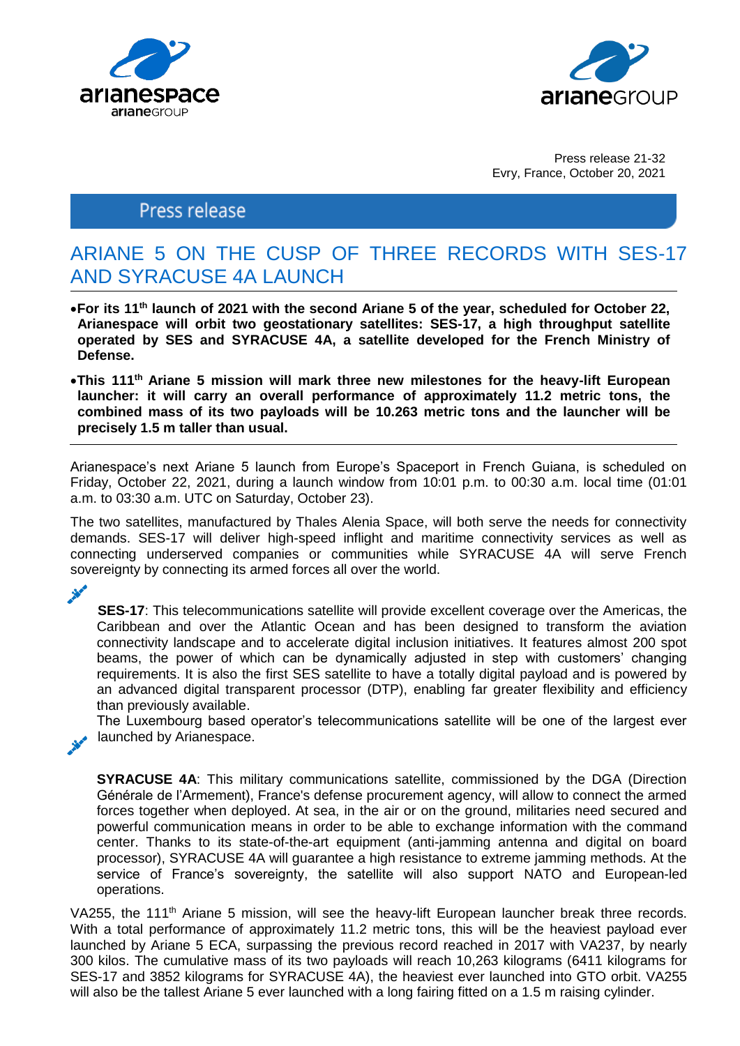Press release 21-32
Evry, France, October 20, 2021

Press release

# ARIANE 5 ON THE CUSP OF THREE RECORDS WITH SES-17 AND SYRACUSE 4A LAUNCH

- **For its 11th launch of 2021 with the second Ariane 5 of the year, scheduled for October 22, Arianespace will orbit two geostationary satellites: SES-17, a high throughput satellite operated by SES and SYRACUSE 4A, a satellite developed for the French Ministry of Defense.**
- **This 111th Ariane 5 mission will mark three new milestones for the heavy-lift European launcher: it will carry an overall performance of approximately 11.2 metric tons, the combined mass of its two payloads will be 10.263 metric tons and the launcher will be precisely 1.5 m taller than usual.**

Arianespace's next Ariane 5 launch from Europe's Spaceport in French Guiana, is scheduled on Friday, October 22, 2021, during a launch window from 10:01 p.m. to 00:30 a.m. local time (01:01 a.m. to 03:30 a.m. UTC on Saturday, October 23).

The two satellites, manufactured by Thales Alenia Space, will both serve the needs for connectivity demands. SES-17 will deliver high-speed inflight and maritime connectivity services as well as connecting underserved companies or communities while SYRACUSE 4A will serve French sovereignty by connecting its armed forces all over the world.

**SES-17**: This telecommunications satellite will provide excellent coverage over the Americas, the Caribbean and over the Atlantic Ocean and has been designed to transform the aviation connectivity landscape and to accelerate digital inclusion initiatives. It features almost 200 spot beams, the power of which can be dynamically adjusted in step with customers' changing requirements. It is also the first SES satellite to have a totally digital payload and is powered by an advanced digital transparent processor (DTP), enabling far greater flexibility and efficiency than previously available.
The Luxembourg based operator's telecommunications satellite will be one of the largest ever launched by Arianespace.

**SYRACUSE 4A**: This military communications satellite, commissioned by the DGA (Direction Générale de l'Armement), France's defense procurement agency, will allow to connect the armed forces together when deployed. At sea, in the air or on the ground, militaries need secured and powerful communication means in order to be able to exchange information with the command center. Thanks to its state-of-the-art equipment (anti-jamming antenna and digital on board processor), SYRACUSE 4A will guarantee a high resistance to extreme jamming methods. At the service of France's sovereignty, the satellite will also support NATO and European-led operations.

VA255, the 111th Ariane 5 mission, will see the heavy-lift European launcher break three records. With a total performance of approximately 11.2 metric tons, this will be the heaviest payload ever launched by Ariane 5 ECA, surpassing the previous record reached in 2017 with VA237, by nearly 300 kilos. The cumulative mass of its two payloads will reach 10,263 kilograms (6411 kilograms for SES-17 and 3852 kilograms for SYRACUSE 4A), the heaviest ever launched into GTO orbit. VA255 will also be the tallest Ariane 5 ever launched with a long fairing fitted on a 1.5 m raising cylinder.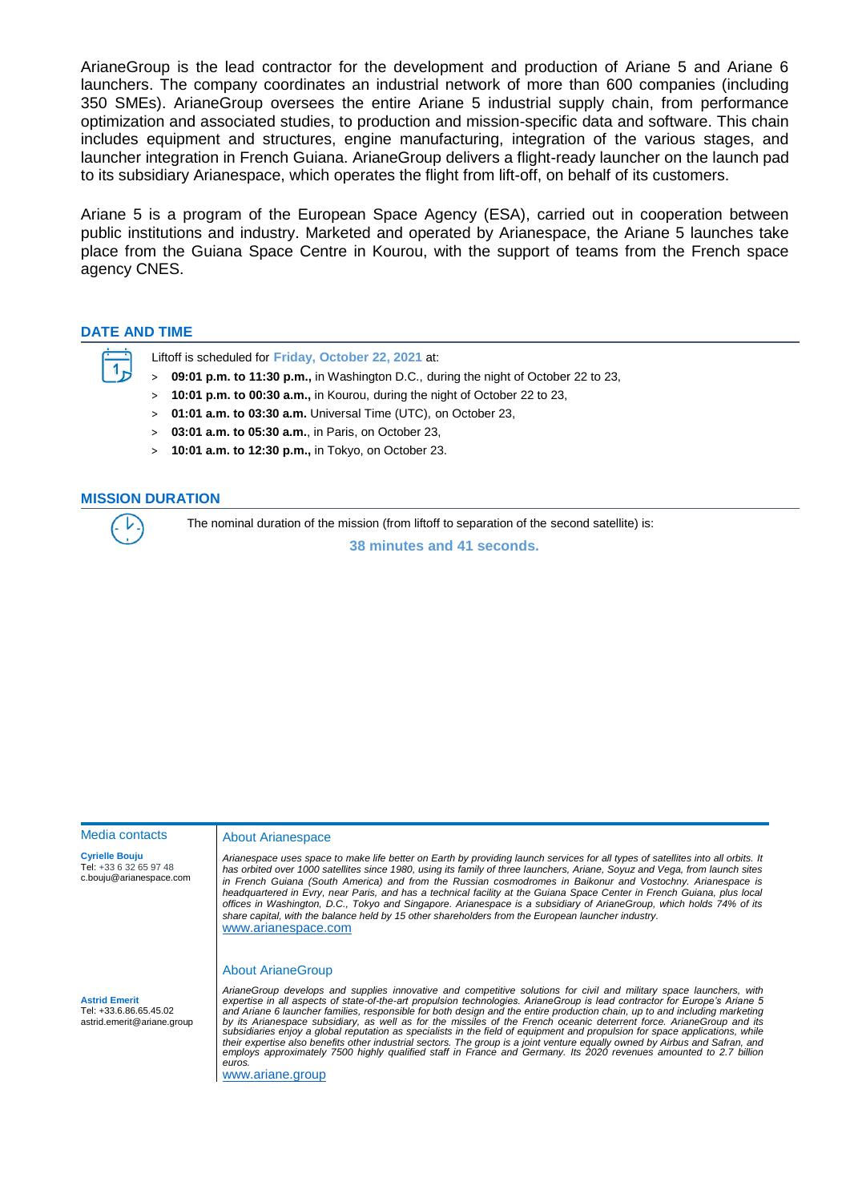ArianeGroup is the lead contractor for the development and production of Ariane 5 and Ariane 6 launchers. The company coordinates an industrial network of more than 600 companies (including 350 SMEs). ArianeGroup oversees the entire Ariane 5 industrial supply chain, from performance optimization and associated studies, to production and mission-specific data and software. This chain includes equipment and structures, engine manufacturing, integration of the various stages, and launcher integration in French Guiana. ArianeGroup delivers a flight-ready launcher on the launch pad to its subsidiary Arianespace, which operates the flight from lift-off, on behalf of its customers.

Ariane 5 is a program of the European Space Agency (ESA), carried out in cooperation between public institutions and industry. Marketed and operated by Arianespace, the Ariane 5 launches take place from the Guiana Space Centre in Kourou, with the support of teams from the French space agency CNES.

## DATE AND TIME

Liftoff is scheduled for **Friday, October 22, 2021** at:

- **09:01 p.m. to 11:30 p.m.,** in Washington D.C., during the night of October 22 to 23,
- **10:01 p.m. to 00:30 a.m.,** in Kourou, during the night of October 22 to 23,
- **01:01 a.m. to 03:30 a.m.** Universal Time (UTC), on October 23,
- **03:01 a.m. to 05:30 a.m.**, in Paris, on October 23,
- **10:01 a.m. to 12:30 p.m.,** in Tokyo, on October 23.

## MISSION DURATION

The nominal duration of the mission (from liftoff to separation of the second satellite) is:

**38 minutes and 41 seconds.**

### Media contacts

**Cyrielle Bouju**
Tel: +33 6 32 65 97 48
c.bouju@arianespace.com

**Astrid Emerit**
Tel: +33.6.86.65.45.02
astrid.emerit@ariane.group

### About Arianespace

*Arianespace uses space to make life better on Earth by providing launch services for all types of satellites into all orbits. It has orbited over 1000 satellites since 1980, using its family of three launchers, Ariane, Soyuz and Vega, from launch sites in French Guiana (South America) and from the Russian cosmodromes in Baikonur and Vostochny. Arianespace is headquartered in Evry, near Paris, and has a technical facility at the Guiana Space Center in French Guiana, plus local offices in Washington, D.C., Tokyo and Singapore. Arianespace is a subsidiary of ArianeGroup, which holds 74% of its share capital, with the balance held by 15 other shareholders from the European launcher industry.*

www.arianespace.com

### About ArianeGroup

*ArianeGroup develops and supplies innovative and competitive solutions for civil and military space launchers, with expertise in all aspects of state-of-the-art propulsion technologies. ArianeGroup is lead contractor for Europe's Ariane 5 and Ariane 6 launcher families, responsible for both design and the entire production chain, up to and including marketing by its Arianespace subsidiary, as well as for the missiles of the French oceanic deterrent force. ArianeGroup and its subsidiaries enjoy a global reputation as specialists in the field of equipment and propulsion for space applications, while their expertise also benefits other industrial sectors. The group is a joint venture equally owned by Airbus and Safran, and employs approximately 7500 highly qualified staff in France and Germany. Its 2020 revenues amounted to 2.7 billion euros.*

www.ariane.group